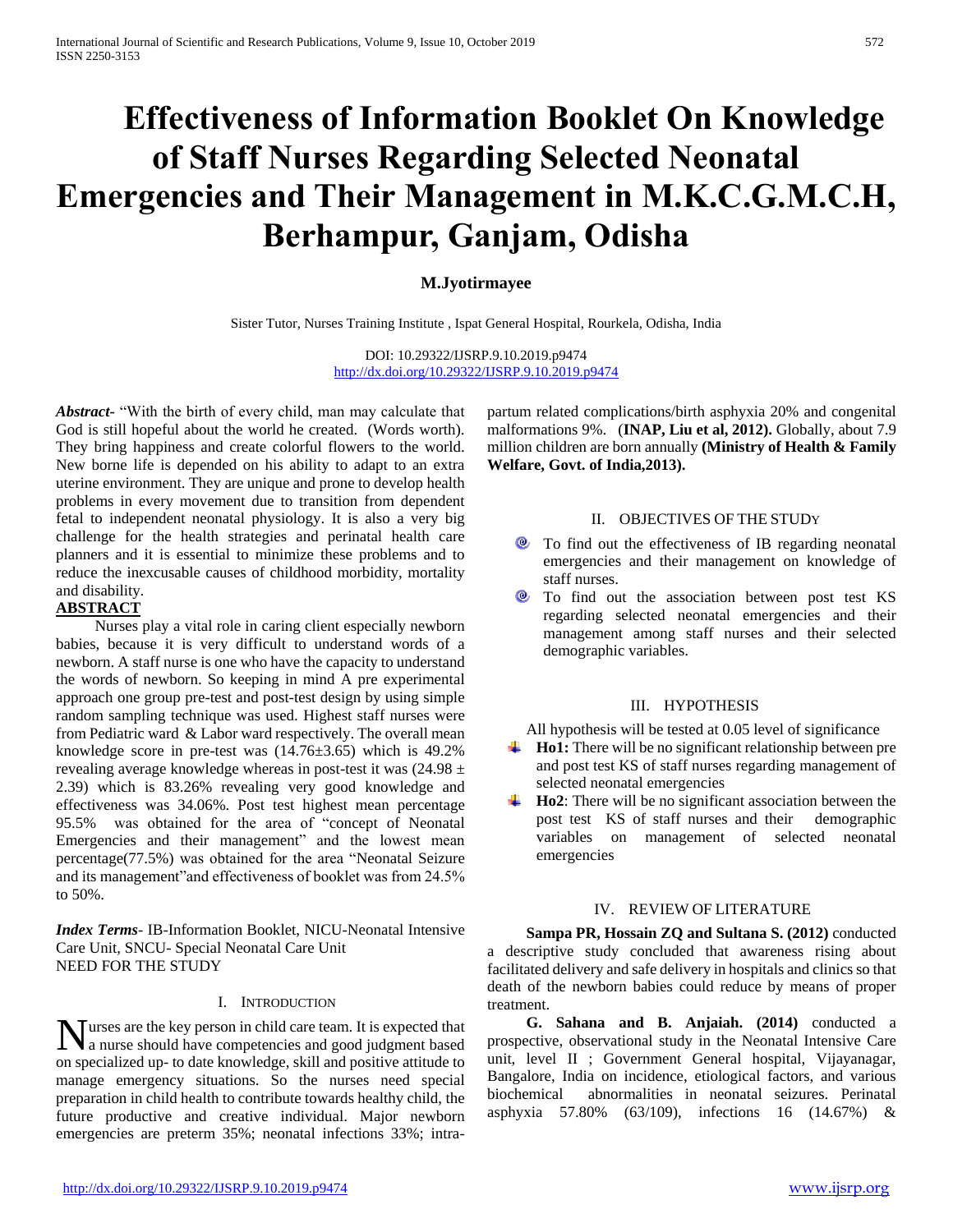# Effectiveness of Information Booklet On Knowledge of Staff Nurses Regarding Selected Neonatal Emergencies and Their Management in M.K.C.G.M.C.H, Berhampur, Ganjam, Odisha

**M.Jyotirmayee**

Sister Tutor, Nurses Training Institute , Ispat General Hospital, Rourkela, Odisha, India

DOI: 10.29322/IJSRP.9.10.2019.p9474
http://dx.doi.org/10.29322/IJSRP.9.10.2019.p9474

***Abstract***- "With the birth of every child, man may calculate that God is still hopeful about the world he created. (Words worth). They bring happiness and create colorful flowers to the world. New borne life is depended on his ability to adapt to an extra uterine environment. They are unique and prone to develop health problems in every movement due to transition from dependent fetal to independent neonatal physiology. It is also a very big challenge for the health strategies and perinatal health care planners and it is essential to minimize these problems and to reduce the inexcusable causes of childhood morbidity, mortality and disability.

**ABSTRACT**

Nurses play a vital role in caring client especially newborn babies, because it is very difficult to understand words of a newborn. A staff nurse is one who have the capacity to understand the words of newborn. So keeping in mind A pre experimental approach one group pre-test and post-test design by using simple random sampling technique was used. Highest staff nurses were from Pediatric ward & Labor ward respectively. The overall mean knowledge score in pre-test was (14.76±3.65) which is 49.2% revealing average knowledge whereas in post-test it was (24.98 ± 2.39) which is 83.26% revealing very good knowledge and effectiveness was 34.06%. Post test highest mean percentage 95.5% was obtained for the area of "concept of Neonatal Emergencies and their management" and the lowest mean percentage(77.5%) was obtained for the area "Neonatal Seizure and its management"and effectiveness of booklet was from 24.5% to 50%.

***Index Terms***- IB-Information Booklet, NICU-Neonatal Intensive Care Unit, SNCU- Special Neonatal Care Unit

NEED FOR THE STUDY

## I. Introduction

Nurses are the key person in child care team. It is expected that a nurse should have competencies and good judgment based on specialized up- to date knowledge, skill and positive attitude to manage emergency situations. So the nurses need special preparation in child health to contribute towards healthy child, the future productive and creative individual. Major newborn emergencies are preterm 35%; neonatal infections 33%; intra-partum related complications/birth asphyxia 20% and congenital malformations 9%. (**INAP, Liu et al, 2012).** Globally, about 7.9 million children are born annually **(Ministry of Health & Family Welfare, Govt. of India,2013).**

## II. Objectives of the Study

- To find out the effectiveness of IB regarding neonatal emergencies and their management on knowledge of staff nurses.
- To find out the association between post test KS regarding selected neonatal emergencies and their management among staff nurses and their selected demographic variables.

## III. Hypothesis

All hypothesis will be tested at 0.05 level of significance

- **Ho1:** There will be no significant relationship between pre and post test KS of staff nurses regarding management of selected neonatal emergencies
- **Ho2**: There will be no significant association between the post test KS of staff nurses and their demographic variables on management of selected neonatal emergencies

## IV. Review of Literature

**Sampa PR, Hossain ZQ and Sultana S. (2012)** conducted a descriptive study concluded that awareness rising about facilitated delivery and safe delivery in hospitals and clinics so that death of the newborn babies could reduce by means of proper treatment.

**G. Sahana and B. Anjaiah. (2014)** conducted a prospective, observational study in the Neonatal Intensive Care unit, level II ; Government General hospital, Vijayanagar, Bangalore, India on incidence, etiological factors, and various biochemical abnormalities in neonatal seizures. Perinatal asphyxia 57.80% (63/109), infections 16 (14.67%) &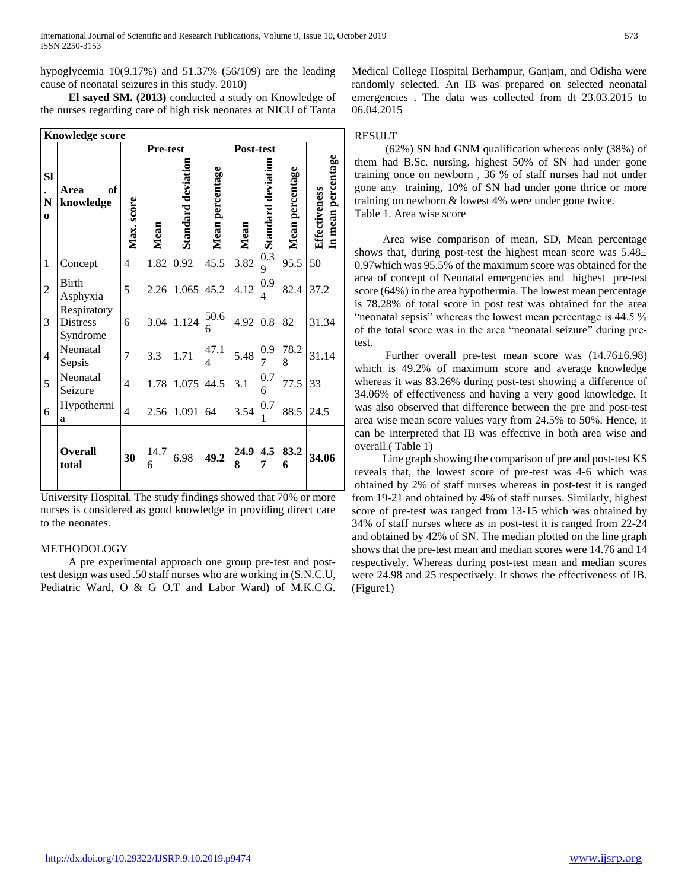hypoglycemia 10(9.17%) and 51.37% (56/109) are the leading cause of neonatal seizures in this study. 2010)

**El sayed SM. (2013)** conducted a study on Knowledge of the nurses regarding care of high risk neonates at NICU of Tanta University Hospital. The study findings showed that 70% or more nurses is considered as good knowledge in providing direct care to the neonates.

| Knowledge score | | | | | | | | | |
|---|---|---|---|---|---|---|---|---|---|
| | | | Pre-test | | | Post-test | | | |
| Sl. No | Area of knowledge | Max. score | Mean | Standard deviation | Mean percentage | Mean | Standard deviation | Mean percentage | Effectiveness In mean percentage |
| 1 | Concept | 4 | 1.82 | 0.92 | 45.5 | 3.82 | 0.39 | 95.5 | 50 |
| 2 | Birth Asphyxia | 5 | 2.26 | 1.065 | 45.2 | 4.12 | 0.94 | 82.4 | 37.2 |
| 3 | Respiratory Distress Syndrome | 6 | 3.04 | 1.124 | 50.66 | 4.92 | 0.8 | 82 | 31.34 |
| 4 | Neonatal Sepsis | 7 | 3.3 | 1.71 | 47.14 | 5.48 | 0.97 | 78.28 | 31.14 |
| 5 | Neonatal Seizure | 4 | 1.78 | 1.075 | 44.5 | 3.1 | 0.76 | 77.5 | 33 |
| 6 | Hypothermia | 4 | 2.56 | 1.091 | 64 | 3.54 | 0.71 | 88.5 | 24.5 |
| | **Overall total** | **30** | 14.76 | 6.98 | **49.2** | **24.98** | **4.57** | **83.26** | **34.06** |

## METHODOLOGY

A pre experimental approach one group pre-test and post-test design was used .50 staff nurses who are working in (S.N.C.U, Pediatric Ward, O & G O.T and Labor Ward) of M.K.C.G. Medical College Hospital Berhampur, Ganjam, and Odisha were randomly selected. An IB was prepared on selected neonatal emergencies . The data was collected from dt 23.03.2015 to 06.04.2015

## RESULT

(62%) SN had GNM qualification whereas only (38%) of them had B.Sc. nursing. highest 50% of SN had under gone training once on newborn , 36 % of staff nurses had not under gone any training, 10% of SN had under gone thrice or more training on newborn & lowest 4% were under gone twice.

Table 1. Area wise score

Area wise comparison of mean, SD, Mean percentage shows that, during post-test the highest mean score was 5.48± 0.97which was 95.5% of the maximum score was obtained for the area of concept of Neonatal emergencies and highest pre-test score (64%) in the area hypothermia. The lowest mean percentage is 78.28% of total score in post test was obtained for the area "neonatal sepsis" whereas the lowest mean percentage is 44.5 % of the total score was in the area "neonatal seizure" during pre-test.

Further overall pre-test mean score was (14.76±6.98) which is 49.2% of maximum score and average knowledge whereas it was 83.26% during post-test showing a difference of 34.06% of effectiveness and having a very good knowledge. It was also observed that difference between the pre and post-test area wise mean score values vary from 24.5% to 50%. Hence, it can be interpreted that IB was effective in both area wise and overall.( Table 1)

Line graph showing the comparison of pre and post-test KS reveals that, the lowest score of pre-test was 4-6 which was obtained by 2% of staff nurses whereas in post-test it is ranged from 19-21 and obtained by 4% of staff nurses. Similarly, highest score of pre-test was ranged from 13-15 which was obtained by 34% of staff nurses where as in post-test it is ranged from 22-24 and obtained by 42% of SN. The median plotted on the line graph shows that the pre-test mean and median scores were 14.76 and 14 respectively. Whereas during post-test mean and median scores were 24.98 and 25 respectively. It shows the effectiveness of IB. (Figure1)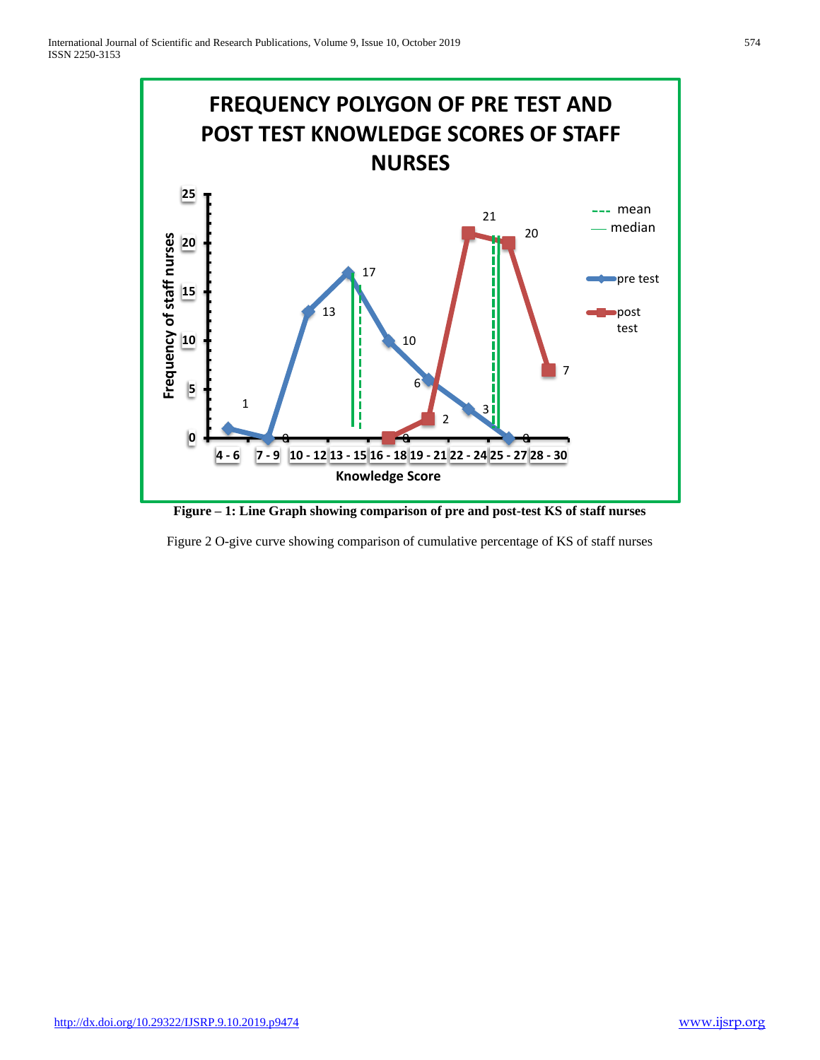**Figure – 1: Line Graph showing comparison of pre and post-test KS of staff nurses**

Figure 2 O-give curve showing comparison of cumulative percentage of KS of staff nurses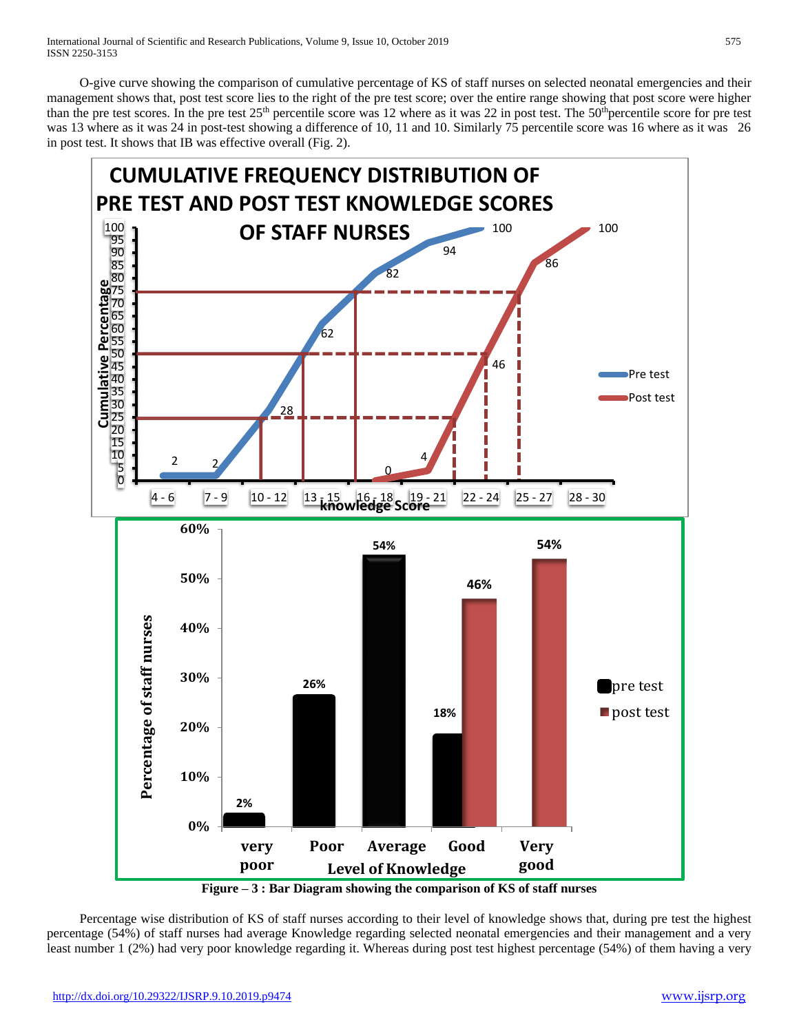O-give curve showing the comparison of cumulative percentage of KS of staff nurses on selected neonatal emergencies and their management shows that, post test score lies to the right of the pre test score; over the entire range showing that post score were higher than the pre test scores. In the pre test 25th percentile score was 12 where as it was 22 in post test. The 50th percentile score for pre test was 13 where as it was 24 in post-test showing a difference of 10, 11 and 10. Similarly 75 percentile score was 16 where as it was 26 in post test. It shows that IB was effective overall (Fig. 2).

**Figure – 3 : Bar Diagram showing the comparison of KS of staff nurses**

Percentage wise distribution of KS of staff nurses according to their level of knowledge shows that, during pre test the highest percentage (54%) of staff nurses had average Knowledge regarding selected neonatal emergencies and their management and a very least number 1 (2%) had very poor knowledge regarding it. Whereas during post test highest percentage (54%) of them having a very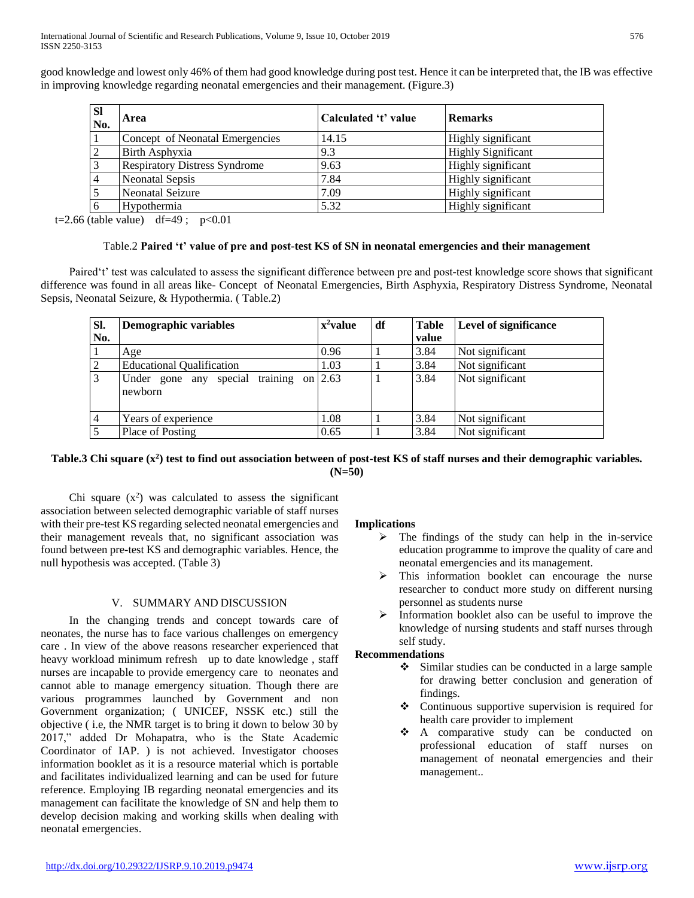good knowledge and lowest only 46% of them had good knowledge during post test. Hence it can be interpreted that, the IB was effective in improving knowledge regarding neonatal emergencies and their management. (Figure.3)

| Sl No. | Area | Calculated 't' value | Remarks |
|---|---|---|---|
| 1 | Concept of Neonatal Emergencies | 14.15 | Highly significant |
| 2 | Birth Asphyxia | 9.3 | Highly Significant |
| 3 | Respiratory Distress Syndrome | 9.63 | Highly significant |
| 4 | Neonatal Sepsis | 7.84 | Highly significant |
| 5 | Neonatal Seizure | 7.09 | Highly significant |
| 6 | Hypothermia | 5.32 | Highly significant |

t=2.66 (table value) df=49 ; $p<0.01$

Table.2 **Paired 't' value of pre and post-test KS of SN in neonatal emergencies and their management**

Paired't' test was calculated to assess the significant difference between pre and post-test knowledge score shows that significant difference was found in all areas like- Concept of Neonatal Emergencies, Birth Asphyxia, Respiratory Distress Syndrome, Neonatal Sepsis, Neonatal Seizure, & Hypothermia. ( Table.2)

| Sl. No. | Demographic variables | $x^2$value | df | Table value | Level of significance |
|---|---|---|---|---|---|
| 1 | Age | 0.96 | 1 | 3.84 | Not significant |
| 2 | Educational Qualification | 1.03 | 1 | 3.84 | Not significant |
| 3 | Under gone any special training on newborn | 2.63 | 1 | 3.84 | Not significant |
| 4 | Years of experience | 1.08 | 1 | 3.84 | Not significant |
| 5 | Place of Posting | 0.65 | 1 | 3.84 | Not significant |

**Table.3 Chi square ($x^2$) test to find out association between of post-test KS of staff nurses and their demographic variables. (N=50)**

Chi square ($x^2$) was calculated to assess the significant association between selected demographic variable of staff nurses with their pre-test KS regarding selected neonatal emergencies and their management reveals that, no significant association was found between pre-test KS and demographic variables. Hence, the null hypothesis was accepted. (Table 3)

## V. SUMMARY AND DISCUSSION

In the changing trends and concept towards care of neonates, the nurse has to face various challenges on emergency care . In view of the above reasons researcher experienced that heavy workload minimum refresh up to date knowledge , staff nurses are incapable to provide emergency care to neonates and cannot able to manage emergency situation. Though there are various programmes launched by Government and non Government organization; ( UNICEF, NSSK etc.) still the objective ( i.e, the NMR target is to bring it down to below 30 by 2017," added Dr Mohapatra, who is the State Academic Coordinator of IAP. ) is not achieved. Investigator chooses information booklet as it is a resource material which is portable and facilitates individualized learning and can be used for future reference. Employing IB regarding neonatal emergencies and its management can facilitate the knowledge of SN and help them to develop decision making and working skills when dealing with neonatal emergencies.

**Implications**

- The findings of the study can help in the in-service education programme to improve the quality of care and neonatal emergencies and its management.
- This information booklet can encourage the nurse researcher to conduct more study on different nursing personnel as students nurse
- Information booklet also can be useful to improve the knowledge of nursing students and staff nurses through self study.

**Recommendations**

- Similar studies can be conducted in a large sample for drawing better conclusion and generation of findings.
- Continuous supportive supervision is required for health care provider to implement
- A comparative study can be conducted on professional education of staff nurses on management of neonatal emergencies and their management..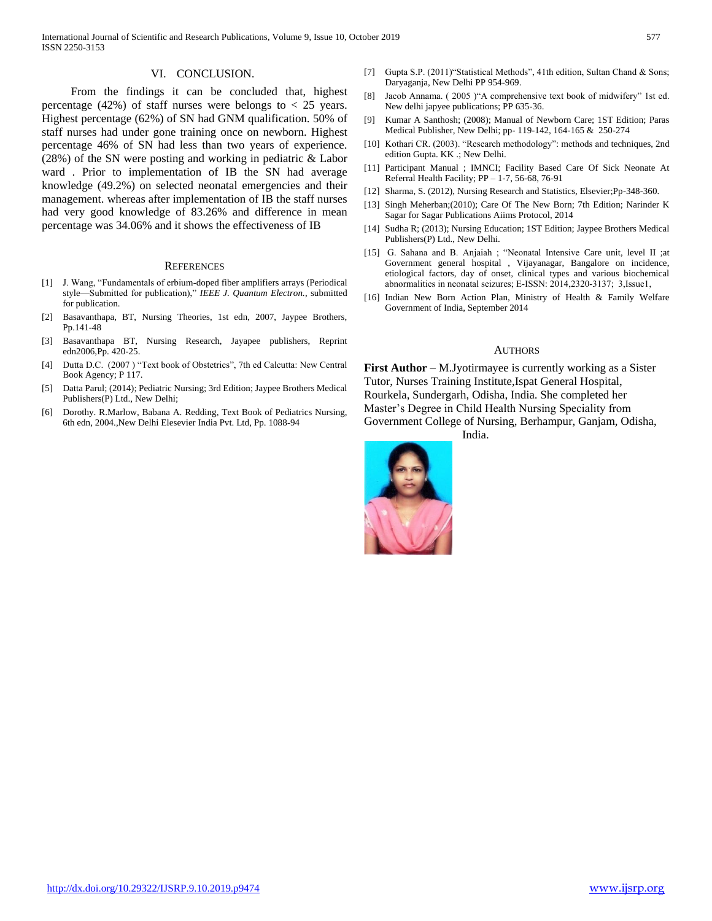## VI. CONCLUSION.

From the findings it can be concluded that, highest percentage (42%) of staff nurses were belongs to < 25 years. Highest percentage (62%) of SN had GNM qualification. 50% of staff nurses had under gone training once on newborn. Highest percentage 46% of SN had less than two years of experience. (28%) of the SN were posting and working in pediatric & Labor ward . Prior to implementation of IB the SN had average knowledge (49.2%) on selected neonatal emergencies and their management. whereas after implementation of IB the staff nurses had very good knowledge of 83.26% and difference in mean percentage was 34.06% and it shows the effectiveness of IB

## REFERENCES

[1] J. Wang, "Fundamentals of erbium-doped fiber amplifiers arrays (Periodical style—Submitted for publication)," *IEEE J. Quantum Electron.*, submitted for publication.

[2] Basavanthapa, BT, Nursing Theories, 1st edn, 2007, Jaypee Brothers, Pp.141-48

[3] Basavanthapa BT, Nursing Research, Jayapee publishers, Reprint edn2006,Pp. 420-25.

[4] Dutta D.C. (2007 ) "Text book of Obstetrics", 7th ed Calcutta: New Central Book Agency; P 117.

[5] Datta Parul; (2014); Pediatric Nursing; 3rd Edition; Jaypee Brothers Medical Publishers(P) Ltd., New Delhi;

[6] Dorothy. R.Marlow, Babana A. Redding, Text Book of Pediatrics Nursing, 6th edn, 2004.,New Delhi Elesevier India Pvt. Ltd, Pp. 1088-94

[7] Gupta S.P. (2011)"Statistical Methods", 41th edition, Sultan Chand & Sons; Daryaganja, New Delhi PP 954-969.

[8] Jacob Annama. ( 2005 )"A comprehensive text book of midwifery" 1st ed. New delhi japyee publications; PP 635-36.

[9] Kumar A Santhosh; (2008); Manual of Newborn Care; 1ST Edition; Paras Medical Publisher, New Delhi; pp- 119-142, 164-165 & 250-274

[10] Kothari CR. (2003). "Research methodology": methods and techniques, 2nd edition Gupta. KK .; New Delhi.

[11] Participant Manual ; IMNCI; Facility Based Care Of Sick Neonate At Referral Health Facility; PP – 1-7, 56-68, 76-91

[12] Sharma, S. (2012), Nursing Research and Statistics, Elsevier;Pp-348-360.

[13] Singh Meherban;(2010); Care Of The New Born; 7th Edition; Narinder K Sagar for Sagar Publications Aiims Protocol, 2014

[14] Sudha R; (2013); Nursing Education; 1ST Edition; Jaypee Brothers Medical Publishers(P) Ltd., New Delhi.

[15] G. Sahana and B. Anjaiah ; "Neonatal Intensive Care unit, level II ;at Government general hospital , Vijayanagar, Bangalore on incidence, etiological factors, day of onset, clinical types and various biochemical abnormalities in neonatal seizures; E-ISSN: 2014,2320-3137; 3,Issue1,

[16] Indian New Born Action Plan, Ministry of Health & Family Welfare Government of India, September 2014

## AUTHORS

**First Author** – M.Jyotirmayee is currently working as a Sister Tutor, Nurses Training Institute,Ispat General Hospital, Rourkela, Sundergarh, Odisha, India. She completed her Master's Degree in Child Health Nursing Speciality from Government College of Nursing, Berhampur, Ganjam, Odisha, India.